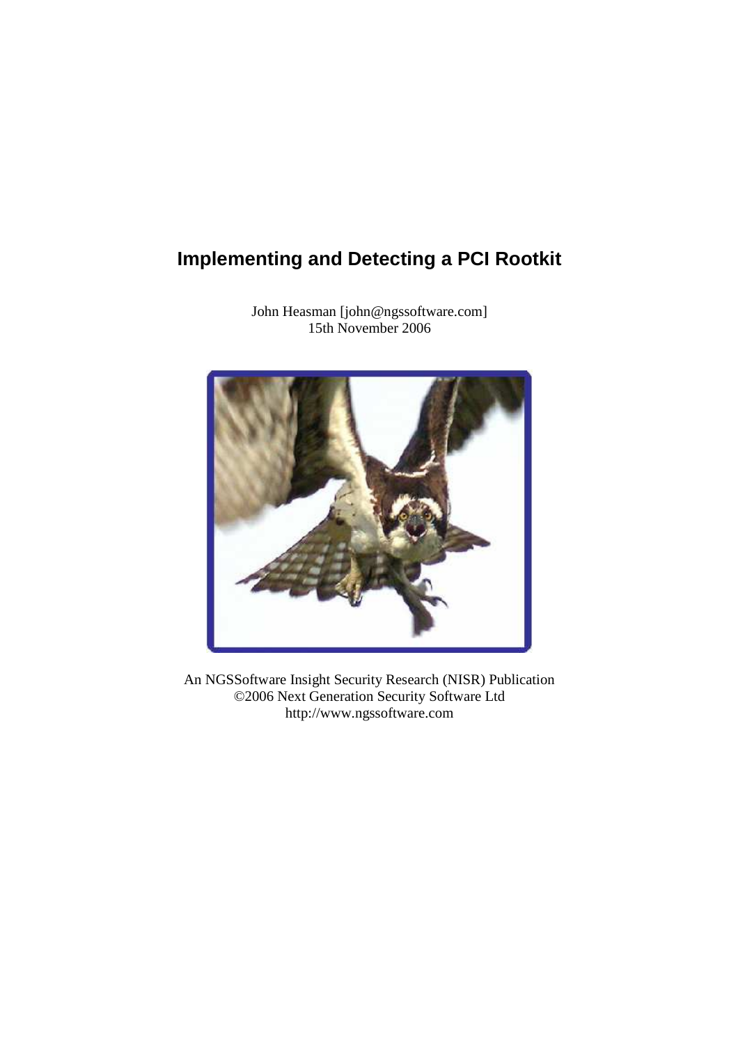# Implementing and Detecting a PCI Rootkit

John Heasman [john@ngssoftware.com]
15th November 2006

An NGSSoftware Insight Security Research (NISR) Publication
©2006 Next Generation Security Software Ltd
http://www.ngssoftware.com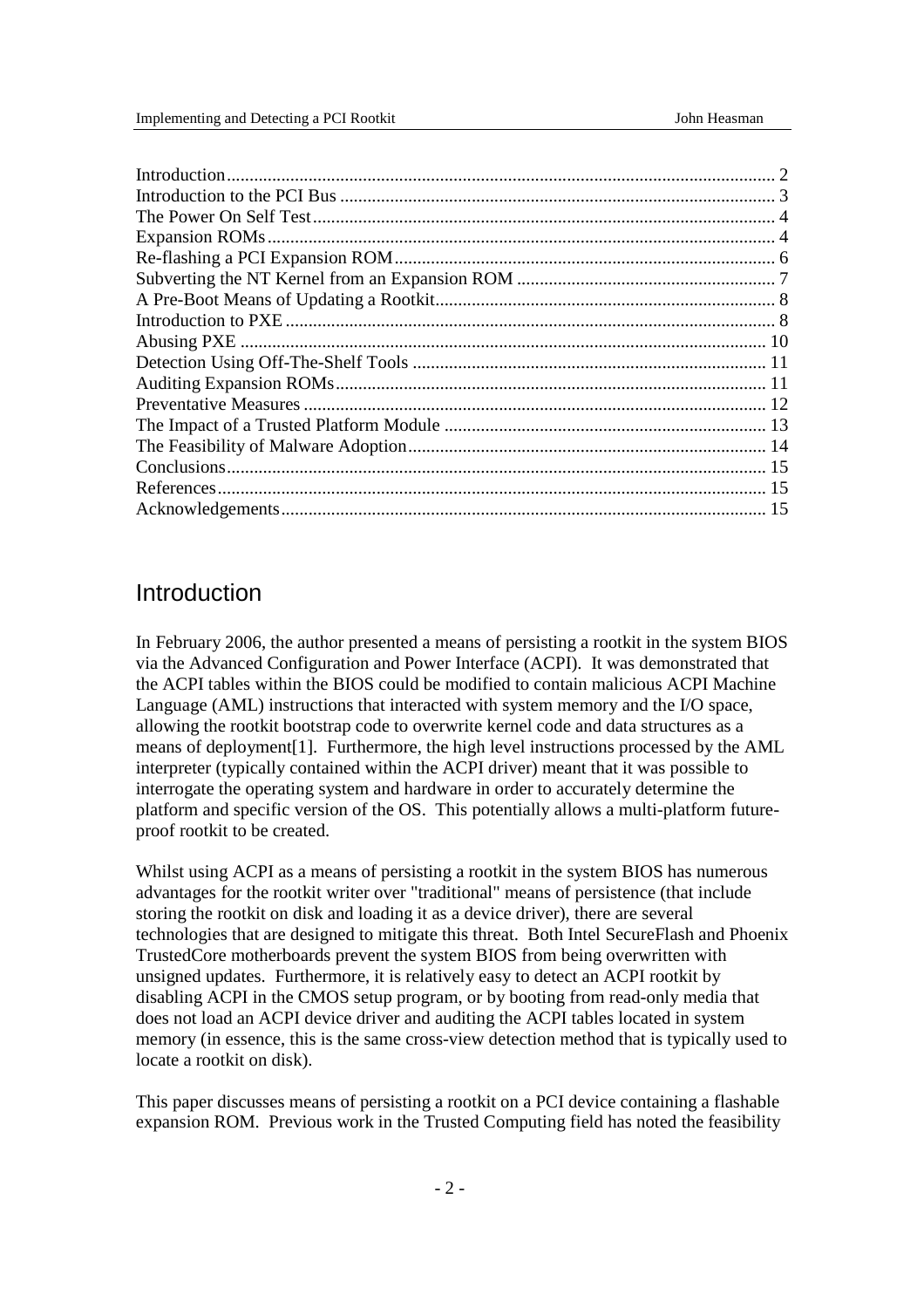| | |
|---|---|
| Introduction | 2 |
| Introduction to the PCI Bus | 3 |
| The Power On Self Test | 4 |
| Expansion ROMs | 4 |
| Re-flashing a PCI Expansion ROM | 6 |
| Subverting the NT Kernel from an Expansion ROM | 7 |
| A Pre-Boot Means of Updating a Rootkit | 8 |
| Introduction to PXE | 8 |
| Abusing PXE | 10 |
| Detection Using Off-The-Shelf Tools | 11 |
| Auditing Expansion ROMs | 11 |
| Preventative Measures | 12 |
| The Impact of a Trusted Platform Module | 13 |
| The Feasibility of Malware Adoption | 14 |
| Conclusions | 15 |
| References | 15 |
| Acknowledgements | 15 |

# Introduction

In February 2006, the author presented a means of persisting a rootkit in the system BIOS via the Advanced Configuration and Power Interface (ACPI). It was demonstrated that the ACPI tables within the BIOS could be modified to contain malicious ACPI Machine Language (AML) instructions that interacted with system memory and the I/O space, allowing the rootkit bootstrap code to overwrite kernel code and data structures as a means of deployment[1]. Furthermore, the high level instructions processed by the AML interpreter (typically contained within the ACPI driver) meant that it was possible to interrogate the operating system and hardware in order to accurately determine the platform and specific version of the OS. This potentially allows a multi-platform future-proof rootkit to be created.

Whilst using ACPI as a means of persisting a rootkit in the system BIOS has numerous advantages for the rootkit writer over "traditional" means of persistence (that include storing the rootkit on disk and loading it as a device driver), there are several technologies that are designed to mitigate this threat. Both Intel SecureFlash and Phoenix TrustedCore motherboards prevent the system BIOS from being overwritten with unsigned updates. Furthermore, it is relatively easy to detect an ACPI rootkit by disabling ACPI in the CMOS setup program, or by booting from read-only media that does not load an ACPI device driver and auditing the ACPI tables located in system memory (in essence, this is the same cross-view detection method that is typically used to locate a rootkit on disk).

This paper discusses means of persisting a rootkit on a PCI device containing a flashable expansion ROM. Previous work in the Trusted Computing field has noted the feasibility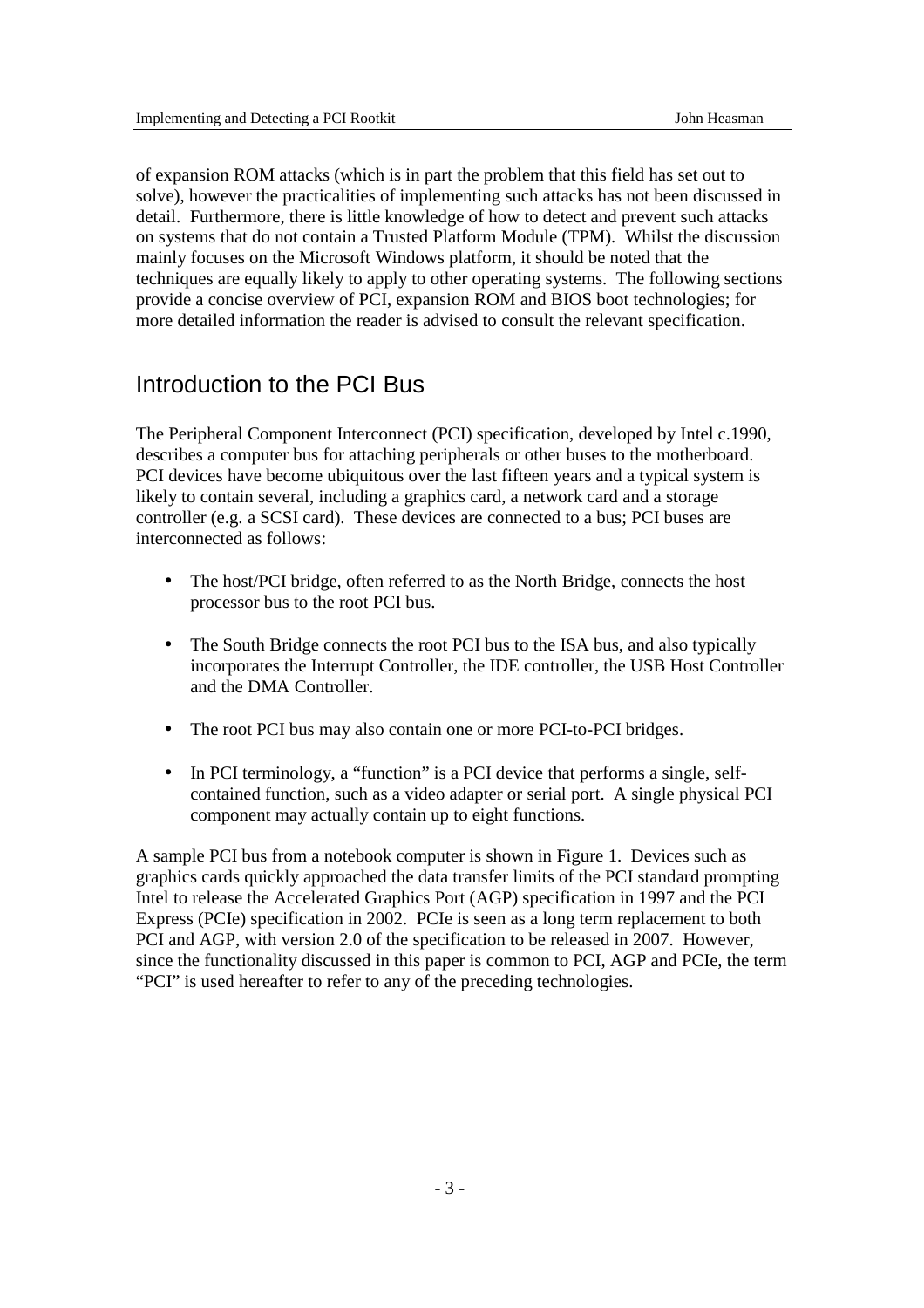of expansion ROM attacks (which is in part the problem that this field has set out to solve), however the practicalities of implementing such attacks has not been discussed in detail. Furthermore, there is little knowledge of how to detect and prevent such attacks on systems that do not contain a Trusted Platform Module (TPM). Whilst the discussion mainly focuses on the Microsoft Windows platform, it should be noted that the techniques are equally likely to apply to other operating systems. The following sections provide a concise overview of PCI, expansion ROM and BIOS boot technologies; for more detailed information the reader is advised to consult the relevant specification.

## Introduction to the PCI Bus

The Peripheral Component Interconnect (PCI) specification, developed by Intel c.1990, describes a computer bus for attaching peripherals or other buses to the motherboard. PCI devices have become ubiquitous over the last fifteen years and a typical system is likely to contain several, including a graphics card, a network card and a storage controller (e.g. a SCSI card). These devices are connected to a bus; PCI buses are interconnected as follows:

- The host/PCI bridge, often referred to as the North Bridge, connects the host processor bus to the root PCI bus.
- The South Bridge connects the root PCI bus to the ISA bus, and also typically incorporates the Interrupt Controller, the IDE controller, the USB Host Controller and the DMA Controller.
- The root PCI bus may also contain one or more PCI-to-PCI bridges.
- In PCI terminology, a "function" is a PCI device that performs a single, self-contained function, such as a video adapter or serial port. A single physical PCI component may actually contain up to eight functions.

A sample PCI bus from a notebook computer is shown in Figure 1. Devices such as graphics cards quickly approached the data transfer limits of the PCI standard prompting Intel to release the Accelerated Graphics Port (AGP) specification in 1997 and the PCI Express (PCIe) specification in 2002. PCIe is seen as a long term replacement to both PCI and AGP, with version 2.0 of the specification to be released in 2007. However, since the functionality discussed in this paper is common to PCI, AGP and PCIe, the term "PCI" is used hereafter to refer to any of the preceding technologies.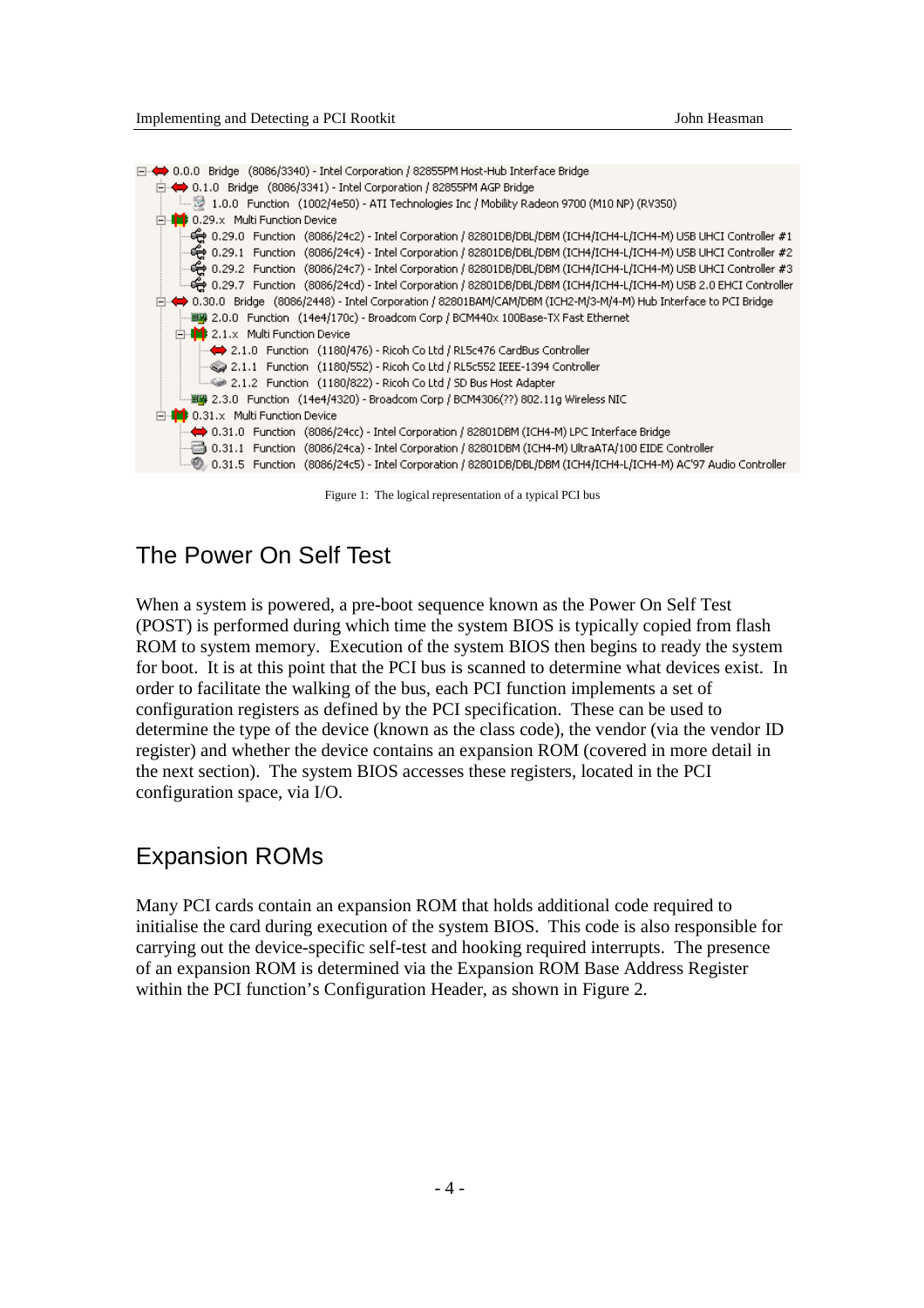```
0.0.0  Bridge  (8086/3340) - Intel Corporation / 82855PM Host-Hub Interface Bridge
  0.1.0  Bridge  (8086/3341) - Intel Corporation / 82855PM AGP Bridge
    1.0.0  Function  (1002/4e50) - ATI Technologies Inc / Mobility Radeon 9700 (M10 NP) (RV350)
  0.29.x  Multi Function Device
    0.29.0  Function  (8086/24c2) - Intel Corporation / 82801DB/DBL/DBM (ICH4/ICH4-L/ICH4-M) USB UHCI Controller #1
    0.29.1  Function  (8086/24c4) - Intel Corporation / 82801DB/DBL/DBM (ICH4/ICH4-L/ICH4-M) USB UHCI Controller #2
    0.29.2  Function  (8086/24c7) - Intel Corporation / 82801DB/DBL/DBM (ICH4/ICH4-L/ICH4-M) USB UHCI Controller #3
    0.29.7  Function  (8086/24cd) - Intel Corporation / 82801DB/DBL/DBM (ICH4/ICH4-L/ICH4-M) USB 2.0 EHCI Controller
  0.30.0  Bridge  (8086/2448) - Intel Corporation / 82801BAM/CAM/DBM (ICH2-M/3-M/4-M) Hub Interface to PCI Bridge
    2.0.0  Function  (14e4/170c) - Broadcom Corp / BCM440x 100Base-TX Fast Ethernet
    2.1.x  Multi Function Device
      2.1.0  Function  (1180/476) - Ricoh Co Ltd / RL5c476 CardBus Controller
      2.1.1  Function  (1180/552) - Ricoh Co Ltd / RL5c552 IEEE-1394 Controller
      2.1.2  Function  (1180/822) - Ricoh Co Ltd / SD Bus Host Adapter
    2.3.0  Function  (14e4/4320) - Broadcom Corp / BCM4306(??) 802.11g Wireless NIC
  0.31.x  Multi Function Device
    0.31.0  Function  (8086/24cc) - Intel Corporation / 82801DBM (ICH4-M) LPC Interface Bridge
    0.31.1  Function  (8086/24ca) - Intel Corporation / 82801DBM (ICH4-M) UltraATA/100 EIDE Controller
    0.31.5  Function  (8086/24c5) - Intel Corporation / 82801DB/DBL/DBM (ICH4/ICH4-L/ICH4-M) AC'97 Audio Controller
```

Figure 1: The logical representation of a typical PCI bus

## The Power On Self Test

When a system is powered, a pre-boot sequence known as the Power On Self Test (POST) is performed during which time the system BIOS is typically copied from flash ROM to system memory. Execution of the system BIOS then begins to ready the system for boot. It is at this point that the PCI bus is scanned to determine what devices exist. In order to facilitate the walking of the bus, each PCI function implements a set of configuration registers as defined by the PCI specification. These can be used to determine the type of the device (known as the class code), the vendor (via the vendor ID register) and whether the device contains an expansion ROM (covered in more detail in the next section). The system BIOS accesses these registers, located in the PCI configuration space, via I/O.

## Expansion ROMs

Many PCI cards contain an expansion ROM that holds additional code required to initialise the card during execution of the system BIOS. This code is also responsible for carrying out the device-specific self-test and hooking required interrupts. The presence of an expansion ROM is determined via the Expansion ROM Base Address Register within the PCI function's Configuration Header, as shown in Figure 2.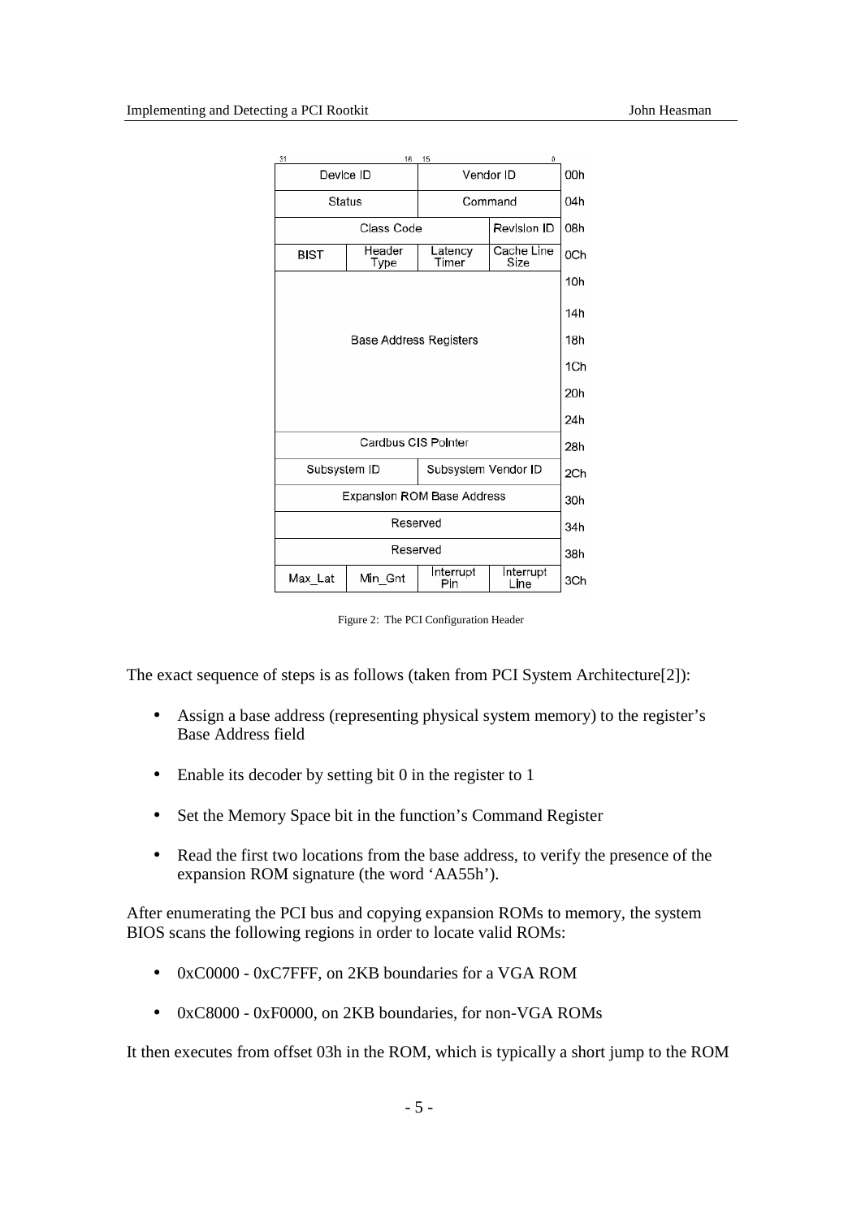| 31 &nbsp;&nbsp;&nbsp;&nbsp;&nbsp;&nbsp;&nbsp; 16 | | 15 &nbsp;&nbsp;&nbsp;&nbsp;&nbsp;&nbsp;&nbsp; 0 | | |
|---|---|---|---|---|
| Device ID | | Vendor ID | | 00h |
| Status | | Command | | 04h |
| Class Code | | | Revision ID | 08h |
| BIST | Header Type | Latency Timer | Cache Line Size | 0Ch |
| Base Address Registers | | | | 10h |
| | | | | 14h |
| | | | | 18h |
| | | | | 1Ch |
| | | | | 20h |
| | | | | 24h |
| Cardbus CIS Pointer | | | | 28h |
| Subsystem ID | | Subsystem Vendor ID | | 2Ch |
| Expansion ROM Base Address | | | | 30h |
| Reserved | | | | 34h |
| Reserved | | | | 38h |
| Max_Lat | Min_Gnt | Interrupt Pin | Interrupt Line | 3Ch |

Figure 2: The PCI Configuration Header

The exact sequence of steps is as follows (taken from PCI System Architecture[2]):

- Assign a base address (representing physical system memory) to the register's Base Address field
- Enable its decoder by setting bit 0 in the register to 1
- Set the Memory Space bit in the function's Command Register
- Read the first two locations from the base address, to verify the presence of the expansion ROM signature (the word 'AA55h').

After enumerating the PCI bus and copying expansion ROMs to memory, the system BIOS scans the following regions in order to locate valid ROMs:

- 0xC0000 - 0xC7FFF, on 2KB boundaries for a VGA ROM
- 0xC8000 - 0xF0000, on 2KB boundaries, for non-VGA ROMs

It then executes from offset 03h in the ROM, which is typically a short jump to the ROM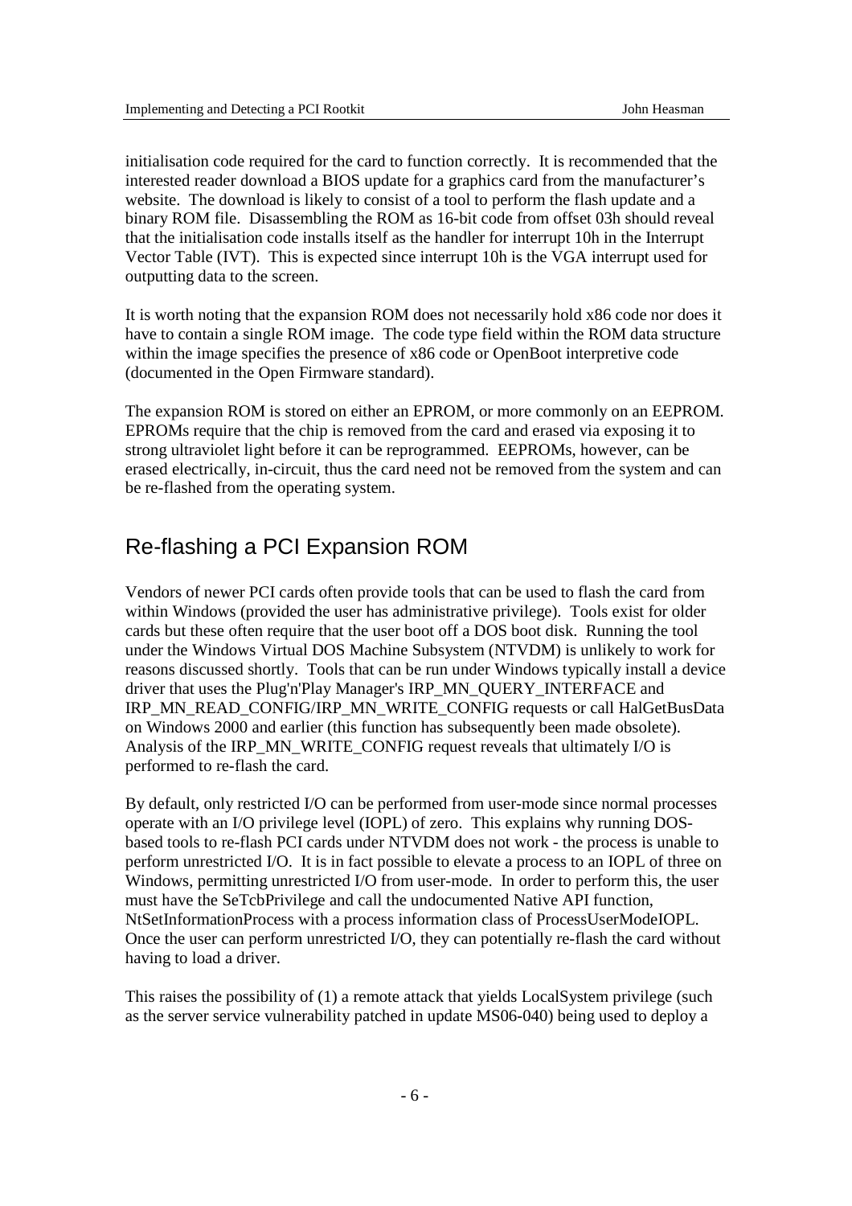initialisation code required for the card to function correctly. It is recommended that the interested reader download a BIOS update for a graphics card from the manufacturer's website. The download is likely to consist of a tool to perform the flash update and a binary ROM file. Disassembling the ROM as 16-bit code from offset 03h should reveal that the initialisation code installs itself as the handler for interrupt 10h in the Interrupt Vector Table (IVT). This is expected since interrupt 10h is the VGA interrupt used for outputting data to the screen.

It is worth noting that the expansion ROM does not necessarily hold x86 code nor does it have to contain a single ROM image. The code type field within the ROM data structure within the image specifies the presence of x86 code or OpenBoot interpretive code (documented in the Open Firmware standard).

The expansion ROM is stored on either an EPROM, or more commonly on an EEPROM. EPROMs require that the chip is removed from the card and erased via exposing it to strong ultraviolet light before it can be reprogrammed. EEPROMs, however, can be erased electrically, in-circuit, thus the card need not be removed from the system and can be re-flashed from the operating system.

## Re-flashing a PCI Expansion ROM

Vendors of newer PCI cards often provide tools that can be used to flash the card from within Windows (provided the user has administrative privilege). Tools exist for older cards but these often require that the user boot off a DOS boot disk. Running the tool under the Windows Virtual DOS Machine Subsystem (NTVDM) is unlikely to work for reasons discussed shortly. Tools that can be run under Windows typically install a device driver that uses the Plug'n'Play Manager's IRP_MN_QUERY_INTERFACE and IRP_MN_READ_CONFIG/IRP_MN_WRITE_CONFIG requests or call HalGetBusData on Windows 2000 and earlier (this function has subsequently been made obsolete). Analysis of the IRP_MN_WRITE_CONFIG request reveals that ultimately I/O is performed to re-flash the card.

By default, only restricted I/O can be performed from user-mode since normal processes operate with an I/O privilege level (IOPL) of zero. This explains why running DOS-based tools to re-flash PCI cards under NTVDM does not work - the process is unable to perform unrestricted I/O. It is in fact possible to elevate a process to an IOPL of three on Windows, permitting unrestricted I/O from user-mode. In order to perform this, the user must have the SeTcbPrivilege and call the undocumented Native API function, NtSetInformationProcess with a process information class of ProcessUserModeIOPL. Once the user can perform unrestricted I/O, they can potentially re-flash the card without having to load a driver.

This raises the possibility of (1) a remote attack that yields LocalSystem privilege (such as the server service vulnerability patched in update MS06-040) being used to deploy a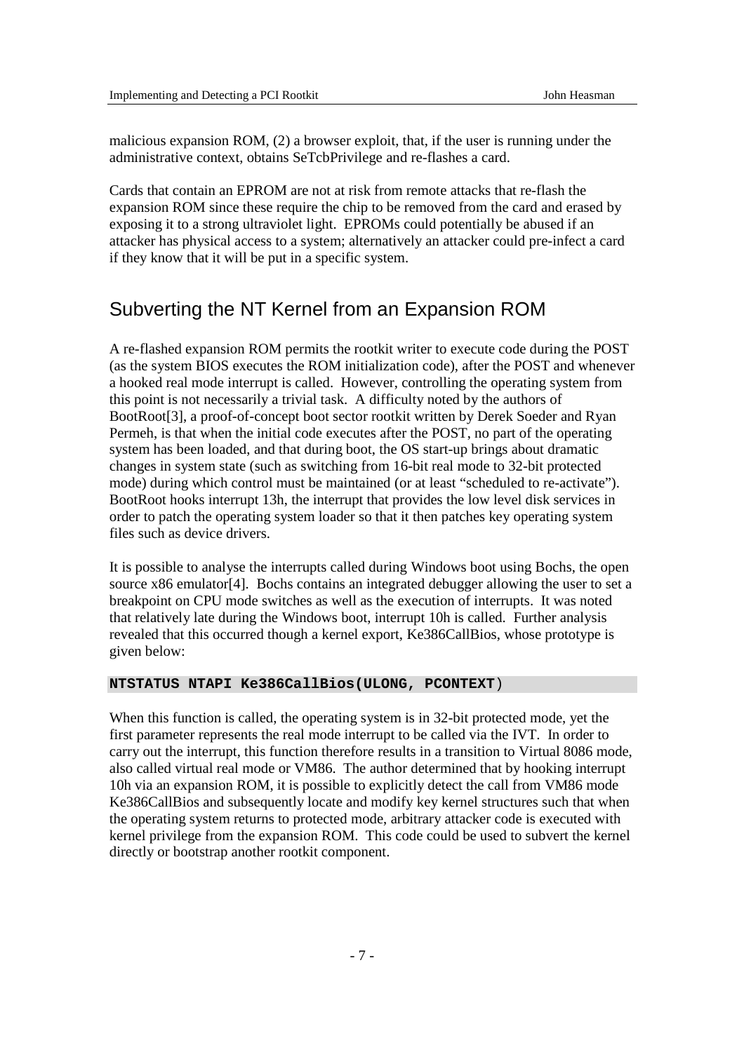malicious expansion ROM, (2) a browser exploit, that, if the user is running under the administrative context, obtains SeTcbPrivilege and re-flashes a card.

Cards that contain an EPROM are not at risk from remote attacks that re-flash the expansion ROM since these require the chip to be removed from the card and erased by exposing it to a strong ultraviolet light. EPROMs could potentially be abused if an attacker has physical access to a system; alternatively an attacker could pre-infect a card if they know that it will be put in a specific system.

## Subverting the NT Kernel from an Expansion ROM

A re-flashed expansion ROM permits the rootkit writer to execute code during the POST (as the system BIOS executes the ROM initialization code), after the POST and whenever a hooked real mode interrupt is called. However, controlling the operating system from this point is not necessarily a trivial task. A difficulty noted by the authors of BootRoot[3], a proof-of-concept boot sector rootkit written by Derek Soeder and Ryan Permeh, is that when the initial code executes after the POST, no part of the operating system has been loaded, and that during boot, the OS start-up brings about dramatic changes in system state (such as switching from 16-bit real mode to 32-bit protected mode) during which control must be maintained (or at least "scheduled to re-activate"). BootRoot hooks interrupt 13h, the interrupt that provides the low level disk services in order to patch the operating system loader so that it then patches key operating system files such as device drivers.

It is possible to analyse the interrupts called during Windows boot using Bochs, the open source x86 emulator[4]. Bochs contains an integrated debugger allowing the user to set a breakpoint on CPU mode switches as well as the execution of interrupts. It was noted that relatively late during the Windows boot, interrupt 10h is called. Further analysis revealed that this occurred though a kernel export, Ke386CallBios, whose prototype is given below:

```
NTSTATUS NTAPI Ke386CallBios(ULONG, PCONTEXT)
```

When this function is called, the operating system is in 32-bit protected mode, yet the first parameter represents the real mode interrupt to be called via the IVT. In order to carry out the interrupt, this function therefore results in a transition to Virtual 8086 mode, also called virtual real mode or VM86. The author determined that by hooking interrupt 10h via an expansion ROM, it is possible to explicitly detect the call from VM86 mode Ke386CallBios and subsequently locate and modify key kernel structures such that when the operating system returns to protected mode, arbitrary attacker code is executed with kernel privilege from the expansion ROM. This code could be used to subvert the kernel directly or bootstrap another rootkit component.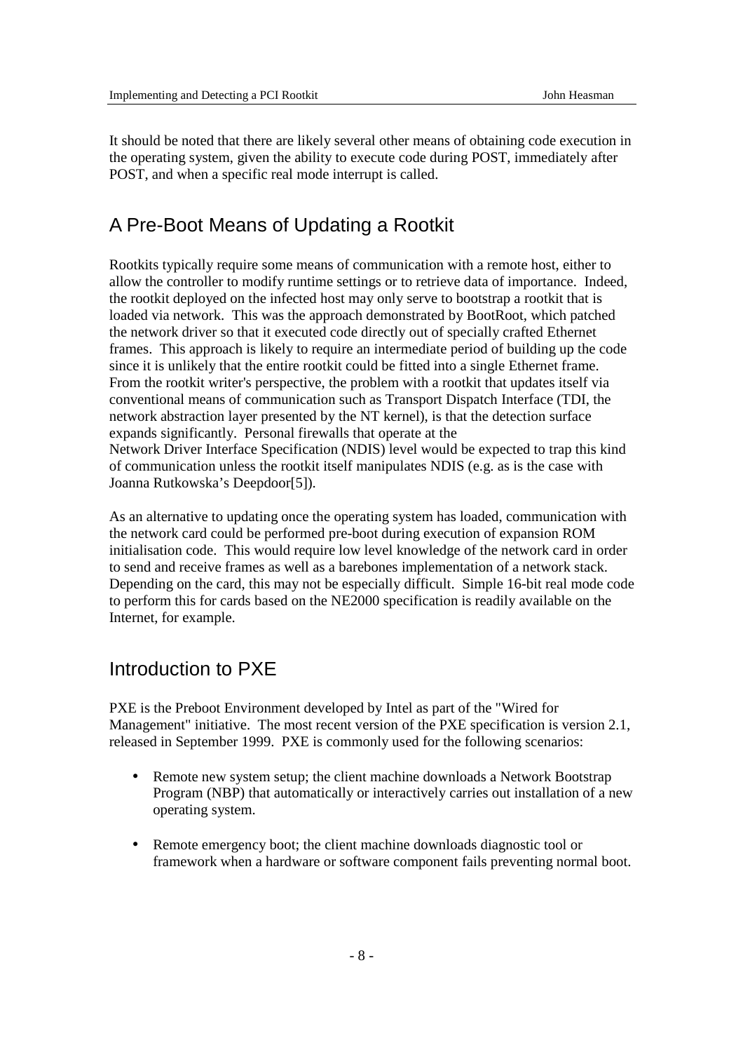It should be noted that there are likely several other means of obtaining code execution in the operating system, given the ability to execute code during POST, immediately after POST, and when a specific real mode interrupt is called.

## A Pre-Boot Means of Updating a Rootkit

Rootkits typically require some means of communication with a remote host, either to allow the controller to modify runtime settings or to retrieve data of importance. Indeed, the rootkit deployed on the infected host may only serve to bootstrap a rootkit that is loaded via network. This was the approach demonstrated by BootRoot, which patched the network driver so that it executed code directly out of specially crafted Ethernet frames. This approach is likely to require an intermediate period of building up the code since it is unlikely that the entire rootkit could be fitted into a single Ethernet frame. From the rootkit writer's perspective, the problem with a rootkit that updates itself via conventional means of communication such as Transport Dispatch Interface (TDI, the network abstraction layer presented by the NT kernel), is that the detection surface expands significantly. Personal firewalls that operate at the Network Driver Interface Specification (NDIS) level would be expected to trap this kind of communication unless the rootkit itself manipulates NDIS (e.g. as is the case with Joanna Rutkowska's Deepdoor[5]).

As an alternative to updating once the operating system has loaded, communication with the network card could be performed pre-boot during execution of expansion ROM initialisation code. This would require low level knowledge of the network card in order to send and receive frames as well as a barebones implementation of a network stack. Depending on the card, this may not be especially difficult. Simple 16-bit real mode code to perform this for cards based on the NE2000 specification is readily available on the Internet, for example.

## Introduction to PXE

PXE is the Preboot Environment developed by Intel as part of the "Wired for Management" initiative. The most recent version of the PXE specification is version 2.1, released in September 1999. PXE is commonly used for the following scenarios:

- Remote new system setup; the client machine downloads a Network Bootstrap Program (NBP) that automatically or interactively carries out installation of a new operating system.
- Remote emergency boot; the client machine downloads diagnostic tool or framework when a hardware or software component fails preventing normal boot.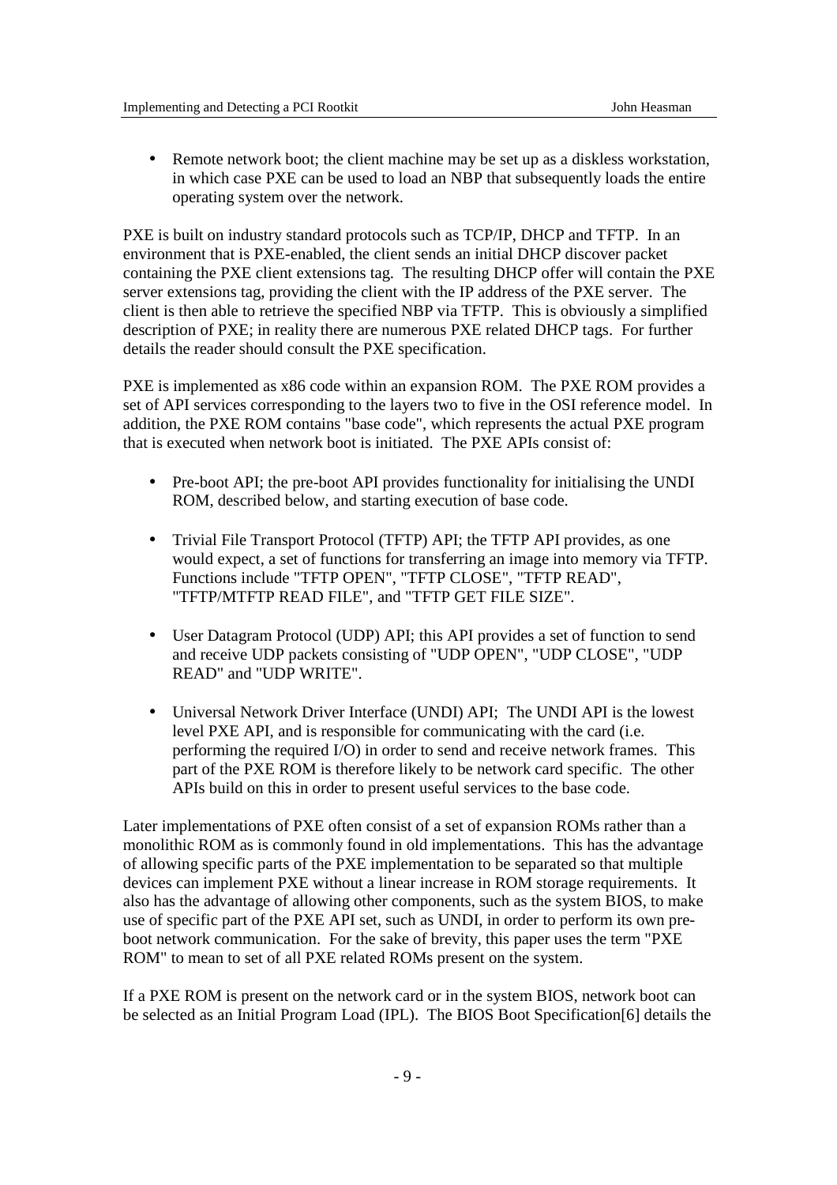- Remote network boot; the client machine may be set up as a diskless workstation, in which case PXE can be used to load an NBP that subsequently loads the entire operating system over the network.

PXE is built on industry standard protocols such as TCP/IP, DHCP and TFTP. In an environment that is PXE-enabled, the client sends an initial DHCP discover packet containing the PXE client extensions tag. The resulting DHCP offer will contain the PXE server extensions tag, providing the client with the IP address of the PXE server. The client is then able to retrieve the specified NBP via TFTP. This is obviously a simplified description of PXE; in reality there are numerous PXE related DHCP tags. For further details the reader should consult the PXE specification.

PXE is implemented as x86 code within an expansion ROM. The PXE ROM provides a set of API services corresponding to the layers two to five in the OSI reference model. In addition, the PXE ROM contains "base code", which represents the actual PXE program that is executed when network boot is initiated. The PXE APIs consist of:

- Pre-boot API; the pre-boot API provides functionality for initialising the UNDI ROM, described below, and starting execution of base code.

- Trivial File Transport Protocol (TFTP) API; the TFTP API provides, as one would expect, a set of functions for transferring an image into memory via TFTP. Functions include "TFTP OPEN", "TFTP CLOSE", "TFTP READ", "TFTP/MTFTP READ FILE", and "TFTP GET FILE SIZE".

- User Datagram Protocol (UDP) API; this API provides a set of function to send and receive UDP packets consisting of "UDP OPEN", "UDP CLOSE", "UDP READ" and "UDP WRITE".

- Universal Network Driver Interface (UNDI) API; The UNDI API is the lowest level PXE API, and is responsible for communicating with the card (i.e. performing the required I/O) in order to send and receive network frames. This part of the PXE ROM is therefore likely to be network card specific. The other APIs build on this in order to present useful services to the base code.

Later implementations of PXE often consist of a set of expansion ROMs rather than a monolithic ROM as is commonly found in old implementations. This has the advantage of allowing specific parts of the PXE implementation to be separated so that multiple devices can implement PXE without a linear increase in ROM storage requirements. It also has the advantage of allowing other components, such as the system BIOS, to make use of specific part of the PXE API set, such as UNDI, in order to perform its own pre-boot network communication. For the sake of brevity, this paper uses the term "PXE ROM" to mean to set of all PXE related ROMs present on the system.

If a PXE ROM is present on the network card or in the system BIOS, network boot can be selected as an Initial Program Load (IPL). The BIOS Boot Specification[6] details the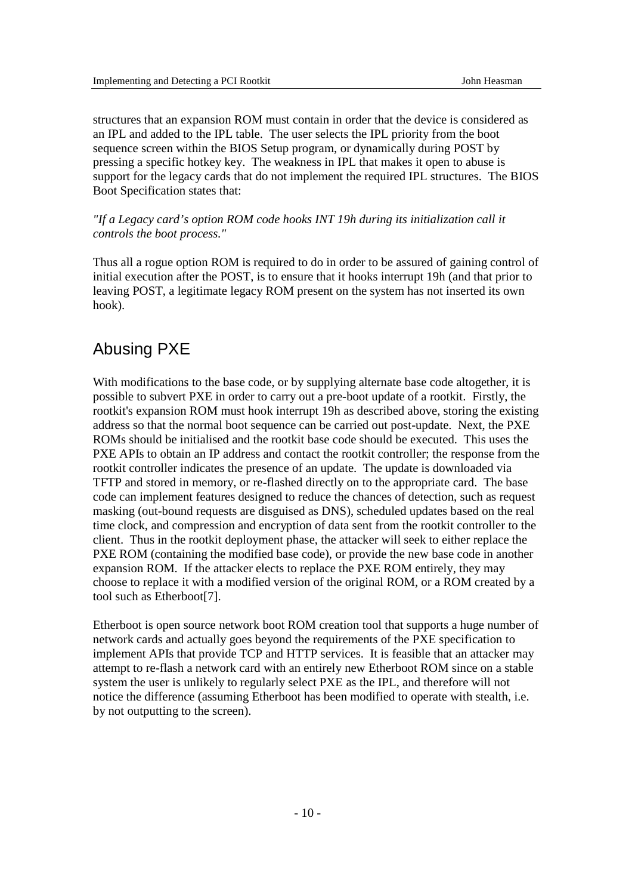structures that an expansion ROM must contain in order that the device is considered as an IPL and added to the IPL table. The user selects the IPL priority from the boot sequence screen within the BIOS Setup program, or dynamically during POST by pressing a specific hotkey key. The weakness in IPL that makes it open to abuse is support for the legacy cards that do not implement the required IPL structures. The BIOS Boot Specification states that:

*"If a Legacy card's option ROM code hooks INT 19h during its initialization call it controls the boot process."*

Thus all a rogue option ROM is required to do in order to be assured of gaining control of initial execution after the POST, is to ensure that it hooks interrupt 19h (and that prior to leaving POST, a legitimate legacy ROM present on the system has not inserted its own hook).

## Abusing PXE

With modifications to the base code, or by supplying alternate base code altogether, it is possible to subvert PXE in order to carry out a pre-boot update of a rootkit. Firstly, the rootkit's expansion ROM must hook interrupt 19h as described above, storing the existing address so that the normal boot sequence can be carried out post-update. Next, the PXE ROMs should be initialised and the rootkit base code should be executed. This uses the PXE APIs to obtain an IP address and contact the rootkit controller; the response from the rootkit controller indicates the presence of an update. The update is downloaded via TFTP and stored in memory, or re-flashed directly on to the appropriate card. The base code can implement features designed to reduce the chances of detection, such as request masking (out-bound requests are disguised as DNS), scheduled updates based on the real time clock, and compression and encryption of data sent from the rootkit controller to the client. Thus in the rootkit deployment phase, the attacker will seek to either replace the PXE ROM (containing the modified base code), or provide the new base code in another expansion ROM. If the attacker elects to replace the PXE ROM entirely, they may choose to replace it with a modified version of the original ROM, or a ROM created by a tool such as Etherboot[7].

Etherboot is open source network boot ROM creation tool that supports a huge number of network cards and actually goes beyond the requirements of the PXE specification to implement APIs that provide TCP and HTTP services. It is feasible that an attacker may attempt to re-flash a network card with an entirely new Etherboot ROM since on a stable system the user is unlikely to regularly select PXE as the IPL, and therefore will not notice the difference (assuming Etherboot has been modified to operate with stealth, i.e. by not outputting to the screen).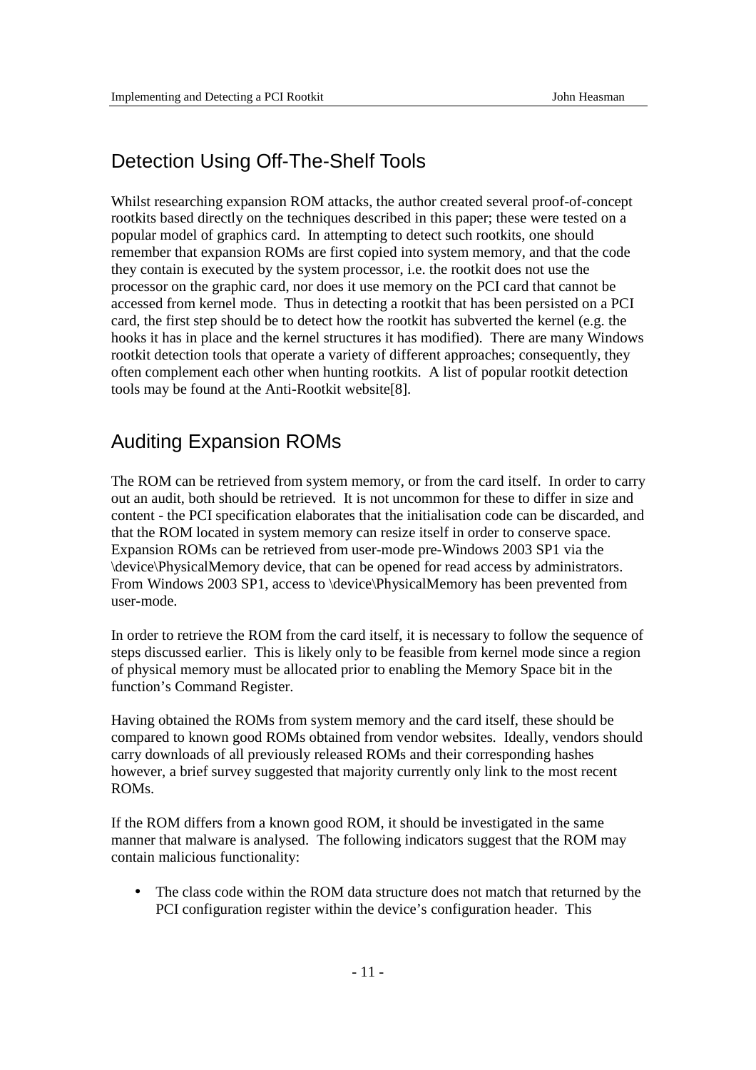## Detection Using Off-The-Shelf Tools

Whilst researching expansion ROM attacks, the author created several proof-of-concept rootkits based directly on the techniques described in this paper; these were tested on a popular model of graphics card. In attempting to detect such rootkits, one should remember that expansion ROMs are first copied into system memory, and that the code they contain is executed by the system processor, i.e. the rootkit does not use the processor on the graphic card, nor does it use memory on the PCI card that cannot be accessed from kernel mode. Thus in detecting a rootkit that has been persisted on a PCI card, the first step should be to detect how the rootkit has subverted the kernel (e.g. the hooks it has in place and the kernel structures it has modified). There are many Windows rootkit detection tools that operate a variety of different approaches; consequently, they often complement each other when hunting rootkits. A list of popular rootkit detection tools may be found at the Anti-Rootkit website[8].

## Auditing Expansion ROMs

The ROM can be retrieved from system memory, or from the card itself. In order to carry out an audit, both should be retrieved. It is not uncommon for these to differ in size and content - the PCI specification elaborates that the initialisation code can be discarded, and that the ROM located in system memory can resize itself in order to conserve space. Expansion ROMs can be retrieved from user-mode pre-Windows 2003 SP1 via the \device\PhysicalMemory device, that can be opened for read access by administrators. From Windows 2003 SP1, access to \device\PhysicalMemory has been prevented from user-mode.

In order to retrieve the ROM from the card itself, it is necessary to follow the sequence of steps discussed earlier. This is likely only to be feasible from kernel mode since a region of physical memory must be allocated prior to enabling the Memory Space bit in the function's Command Register.

Having obtained the ROMs from system memory and the card itself, these should be compared to known good ROMs obtained from vendor websites. Ideally, vendors should carry downloads of all previously released ROMs and their corresponding hashes however, a brief survey suggested that majority currently only link to the most recent ROMs.

If the ROM differs from a known good ROM, it should be investigated in the same manner that malware is analysed. The following indicators suggest that the ROM may contain malicious functionality:

- The class code within the ROM data structure does not match that returned by the PCI configuration register within the device's configuration header. This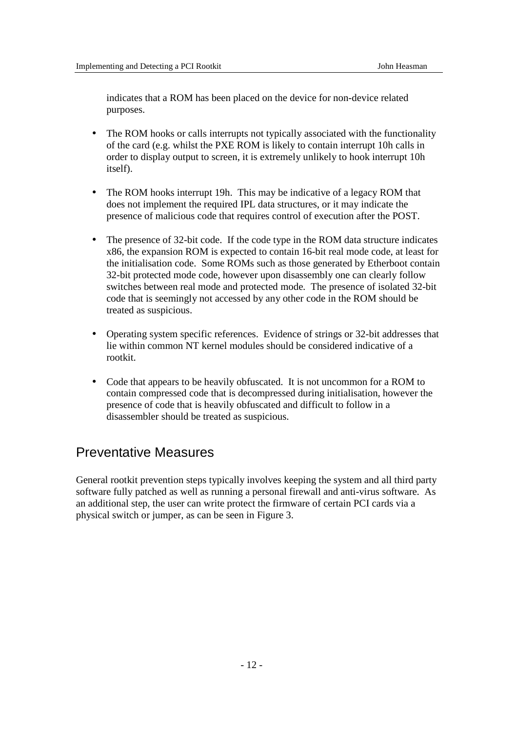indicates that a ROM has been placed on the device for non-device related purposes.

- The ROM hooks or calls interrupts not typically associated with the functionality of the card (e.g. whilst the PXE ROM is likely to contain interrupt 10h calls in order to display output to screen, it is extremely unlikely to hook interrupt 10h itself).

- The ROM hooks interrupt 19h. This may be indicative of a legacy ROM that does not implement the required IPL data structures, or it may indicate the presence of malicious code that requires control of execution after the POST.

- The presence of 32-bit code. If the code type in the ROM data structure indicates x86, the expansion ROM is expected to contain 16-bit real mode code, at least for the initialisation code. Some ROMs such as those generated by Etherboot contain 32-bit protected mode code, however upon disassembly one can clearly follow switches between real mode and protected mode. The presence of isolated 32-bit code that is seemingly not accessed by any other code in the ROM should be treated as suspicious.

- Operating system specific references. Evidence of strings or 32-bit addresses that lie within common NT kernel modules should be considered indicative of a rootkit.

- Code that appears to be heavily obfuscated. It is not uncommon for a ROM to contain compressed code that is decompressed during initialisation, however the presence of code that is heavily obfuscated and difficult to follow in a disassembler should be treated as suspicious.

## Preventative Measures

General rootkit prevention steps typically involves keeping the system and all third party software fully patched as well as running a personal firewall and anti-virus software. As an additional step, the user can write protect the firmware of certain PCI cards via a physical switch or jumper, as can be seen in Figure 3.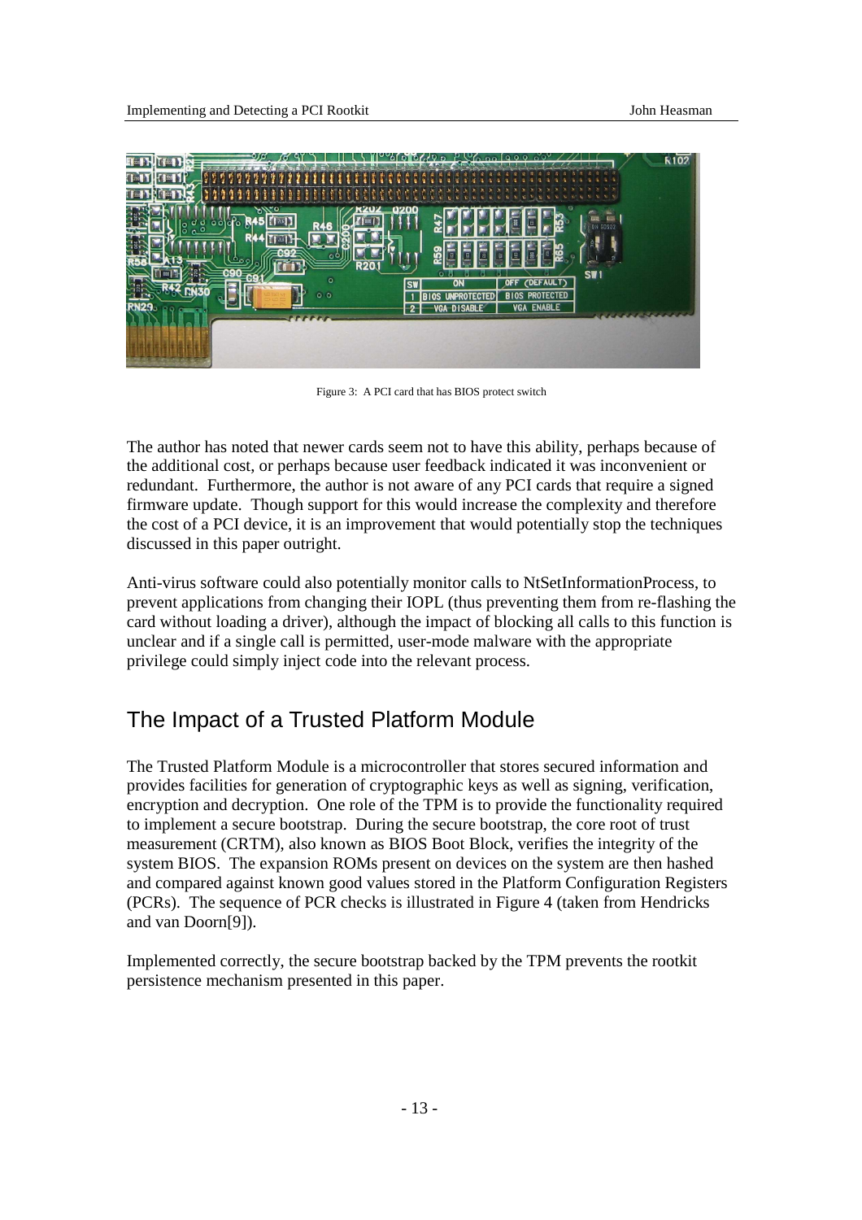Figure 3: A PCI card that has BIOS protect switch

The author has noted that newer cards seem not to have this ability, perhaps because of the additional cost, or perhaps because user feedback indicated it was inconvenient or redundant. Furthermore, the author is not aware of any PCI cards that require a signed firmware update. Though support for this would increase the complexity and therefore the cost of a PCI device, it is an improvement that would potentially stop the techniques discussed in this paper outright.

Anti-virus software could also potentially monitor calls to NtSetInformationProcess, to prevent applications from changing their IOPL (thus preventing them from re-flashing the card without loading a driver), although the impact of blocking all calls to this function is unclear and if a single call is permitted, user-mode malware with the appropriate privilege could simply inject code into the relevant process.

## The Impact of a Trusted Platform Module

The Trusted Platform Module is a microcontroller that stores secured information and provides facilities for generation of cryptographic keys as well as signing, verification, encryption and decryption. One role of the TPM is to provide the functionality required to implement a secure bootstrap. During the secure bootstrap, the core root of trust measurement (CRTM), also known as BIOS Boot Block, verifies the integrity of the system BIOS. The expansion ROMs present on devices on the system are then hashed and compared against known good values stored in the Platform Configuration Registers (PCRs). The sequence of PCR checks is illustrated in Figure 4 (taken from Hendricks and van Doorn[9]).

Implemented correctly, the secure bootstrap backed by the TPM prevents the rootkit persistence mechanism presented in this paper.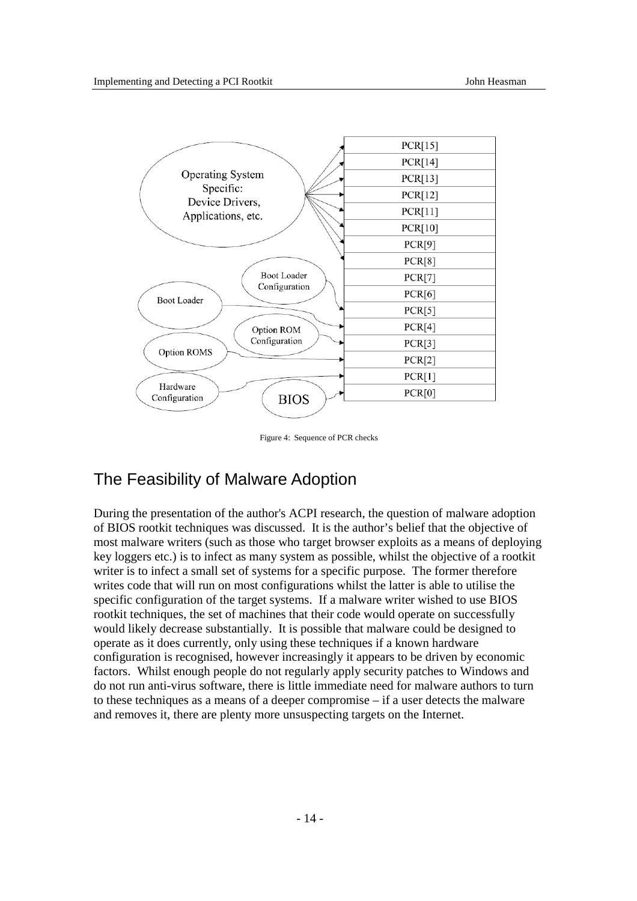Figure 4: Sequence of PCR checks

## The Feasibility of Malware Adoption

During the presentation of the author's ACPI research, the question of malware adoption of BIOS rootkit techniques was discussed. It is the author's belief that the objective of most malware writers (such as those who target browser exploits as a means of deploying key loggers etc.) is to infect as many system as possible, whilst the objective of a rootkit writer is to infect a small set of systems for a specific purpose. The former therefore writes code that will run on most configurations whilst the latter is able to utilise the specific configuration of the target systems. If a malware writer wished to use BIOS rootkit techniques, the set of machines that their code would operate on successfully would likely decrease substantially. It is possible that malware could be designed to operate as it does currently, only using these techniques if a known hardware configuration is recognised, however increasingly it appears to be driven by economic factors. Whilst enough people do not regularly apply security patches to Windows and do not run anti-virus software, there is little immediate need for malware authors to turn to these techniques as a means of a deeper compromise – if a user detects the malware and removes it, there are plenty more unsuspecting targets on the Internet.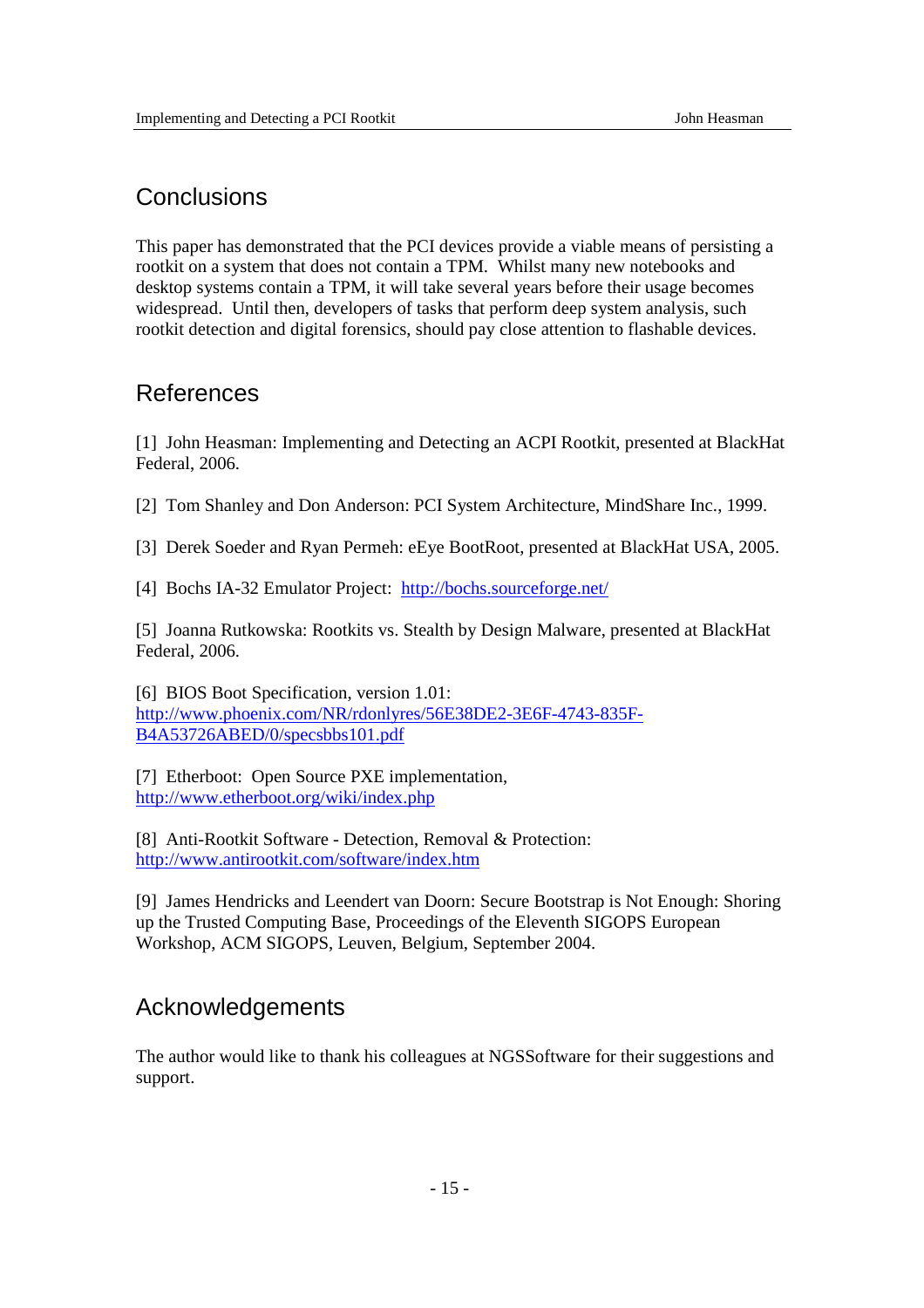## Conclusions

This paper has demonstrated that the PCI devices provide a viable means of persisting a rootkit on a system that does not contain a TPM. Whilst many new notebooks and desktop systems contain a TPM, it will take several years before their usage becomes widespread. Until then, developers of tasks that perform deep system analysis, such rootkit detection and digital forensics, should pay close attention to flashable devices.

## References

[1] John Heasman: Implementing and Detecting an ACPI Rootkit, presented at BlackHat Federal, 2006.

[2] Tom Shanley and Don Anderson: PCI System Architecture, MindShare Inc., 1999.

[3] Derek Soeder and Ryan Permeh: eEye BootRoot, presented at BlackHat USA, 2005.

[4] Bochs IA-32 Emulator Project: http://bochs.sourceforge.net/

[5] Joanna Rutkowska: Rootkits vs. Stealth by Design Malware, presented at BlackHat Federal, 2006.

[6] BIOS Boot Specification, version 1.01: http://www.phoenix.com/NR/rdonlyres/56E38DE2-3E6F-4743-835F-B4A53726ABED/0/specsbbs101.pdf

[7] Etherboot: Open Source PXE implementation, http://www.etherboot.org/wiki/index.php

[8] Anti-Rootkit Software - Detection, Removal & Protection: http://www.antirootkit.com/software/index.htm

[9] James Hendricks and Leendert van Doorn: Secure Bootstrap is Not Enough: Shoring up the Trusted Computing Base, Proceedings of the Eleventh SIGOPS European Workshop, ACM SIGOPS, Leuven, Belgium, September 2004.

## Acknowledgements

The author would like to thank his colleagues at NGSSoftware for their suggestions and support.